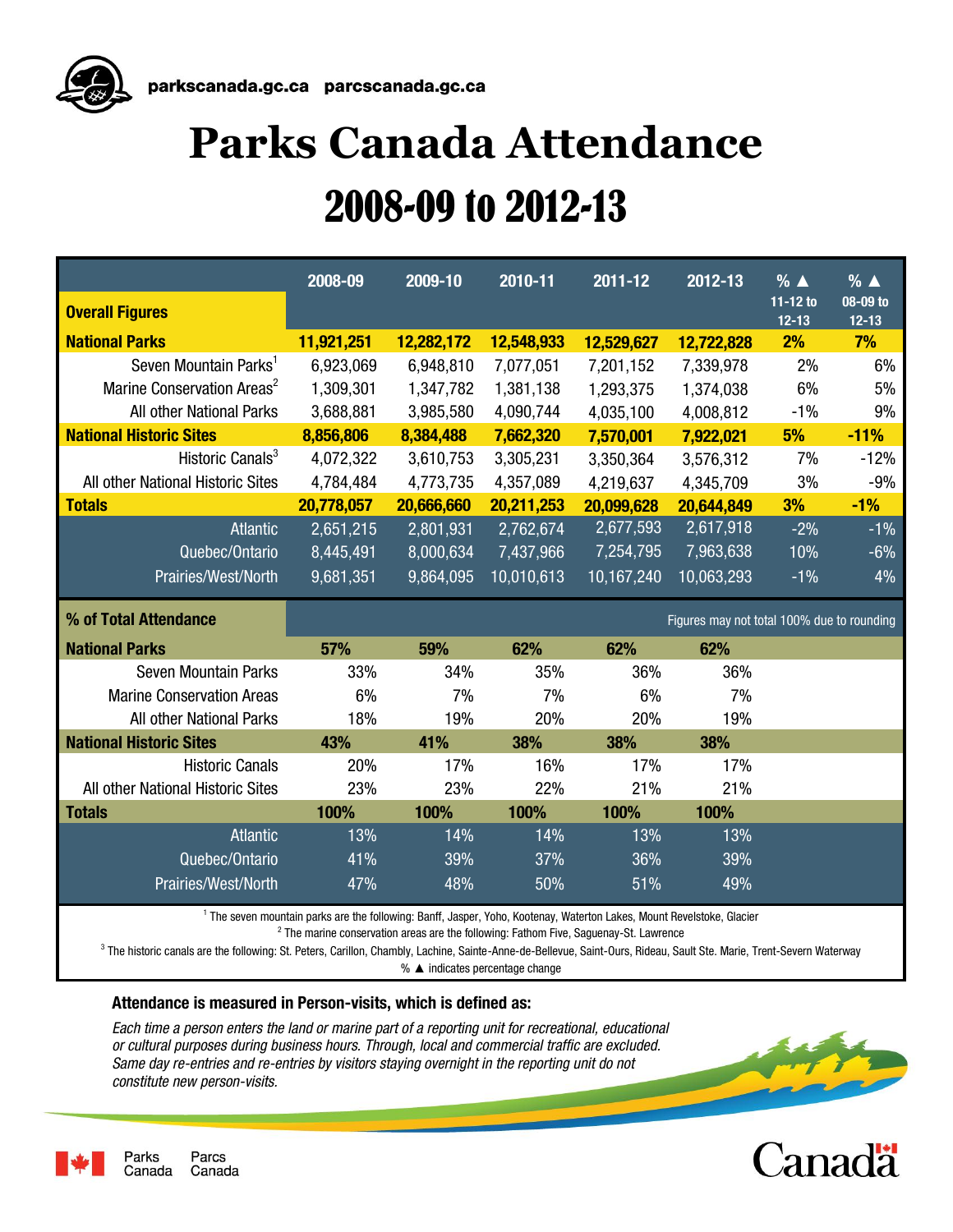parkscanada.gc.ca parcscanada.gc.ca

# Parks Canada Attendance

## 2008-09 to 2012-13

| Overall Figures | 2008-09 | 2009-10 | 2010-11 | 2011-12 | 2012-13 | % ▲ 11-12 to 12-13 | % ▲ 08-09 to 12-13 |
|---|---|---|---|---|---|---|---|
| **National Parks** | **11,921,251** | **12,282,172** | **12,548,933** | **12,529,627** | **12,722,828** | **2%** | **7%** |
| Seven Mountain Parks[1] | 6,923,069 | 6,948,810 | 7,077,051 | 7,201,152 | 7,339,978 | 2% | 6% |
| Marine Conservation Areas[2] | 1,309,301 | 1,347,782 | 1,381,138 | 1,293,375 | 1,374,038 | 6% | 5% |
| All other National Parks | 3,688,881 | 3,985,580 | 4,090,744 | 4,035,100 | 4,008,812 | -1% | 9% |
| **National Historic Sites** | **8,856,806** | **8,384,488** | **7,662,320** | **7,570,001** | **7,922,021** | **5%** | **-11%** |
| Historic Canals[3] | 4,072,322 | 3,610,753 | 3,305,231 | 3,350,364 | 3,576,312 | 7% | -12% |
| All other National Historic Sites | 4,784,484 | 4,773,735 | 4,357,089 | 4,219,637 | 4,345,709 | 3% | -9% |
| **Totals** | **20,778,057** | **20,666,660** | **20,211,253** | **20,099,628** | **20,644,849** | **3%** | **-1%** |
| Atlantic | 2,651,215 | 2,801,931 | 2,762,674 | 2,677,593 | 2,617,918 | -2% | -1% |
| Quebec/Ontario | 8,445,491 | 8,000,634 | 7,437,966 | 7,254,795 | 7,963,638 | 10% | -6% |
| Prairies/West/North | 9,681,351 | 9,864,095 | 10,010,613 | 10,167,240 | 10,063,293 | -1% | 4% |

| % of Total Attendance | 2008-09 | 2009-10 | 2010-11 | 2011-12 | 2012-13 |
|---|---|---|---|---|---|
| **National Parks** | **57%** | **59%** | **62%** | **62%** | **62%** |
| Seven Mountain Parks | 33% | 34% | 35% | 36% | 36% |
| Marine Conservation Areas | 6% | 7% | 7% | 6% | 7% |
| All other National Parks | 18% | 19% | 20% | 20% | 19% |
| **National Historic Sites** | **43%** | **41%** | **38%** | **38%** | **38%** |
| Historic Canals | 20% | 17% | 16% | 17% | 17% |
| All other National Historic Sites | 23% | 23% | 22% | 21% | 21% |
| **Totals** | **100%** | **100%** | **100%** | **100%** | **100%** |
| Atlantic | 13% | 14% | 14% | 13% | 13% |
| Quebec/Ontario | 41% | 39% | 37% | 36% | 39% |
| Prairies/West/North | 47% | 48% | 50% | 51% | 49% |

Figures may not total 100% due to rounding

[1] The seven mountain parks are the following: Banff, Jasper, Yoho, Kootenay, Waterton Lakes, Mount Revelstoke, Glacier

[2] The marine conservation areas are the following: Fathom Five, Saguenay-St. Lawrence

[3] The historic canals are the following: St. Peters, Carillon, Chambly, Lachine, Sainte-Anne-de-Bellevue, Saint-Ours, Rideau, Sault Ste. Marie, Trent-Severn Waterway

% ▲ indicates percentage change

**Attendance is measured in Person-visits, which is defined as:**

*Each time a person enters the land or marine part of a reporting unit for recreational, educational or cultural purposes during business hours. Through, local and commercial traffic are excluded. Same day re-entries and re-entries by visitors staying overnight in the reporting unit do not constitute new person-visits.*

Parks Canada Parcs Canada

Canada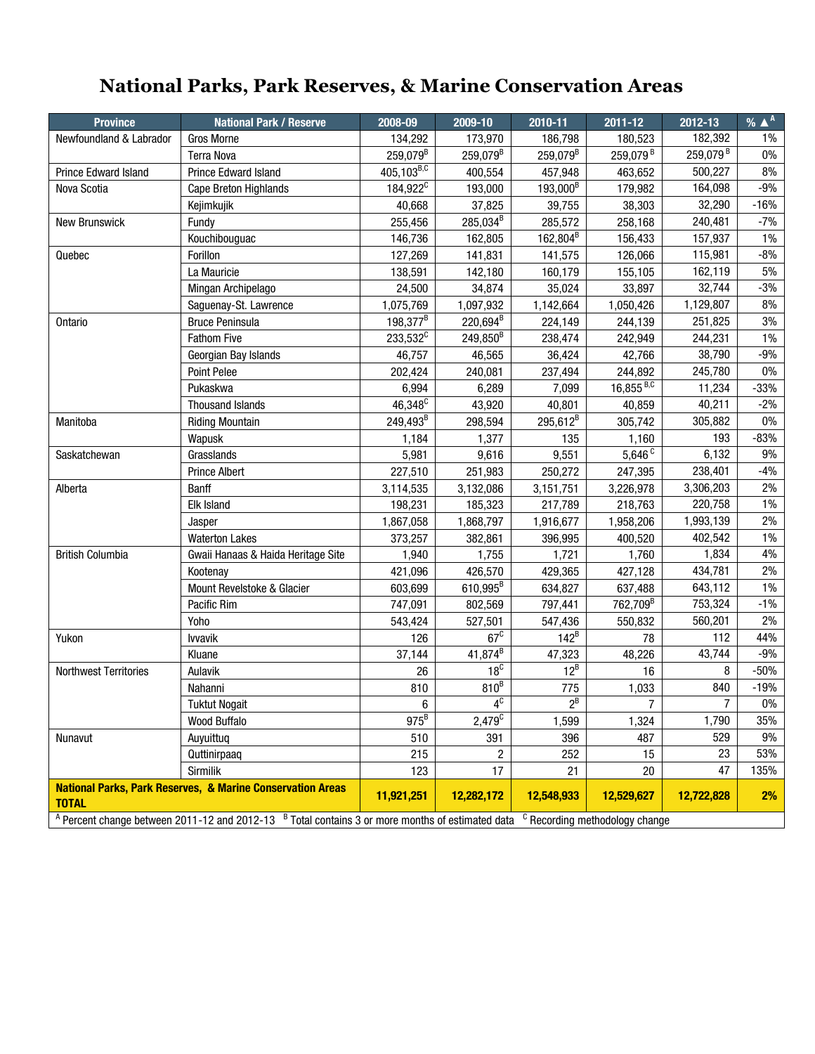# National Parks, Park Reserves, & Marine Conservation Areas

| Province | National Park / Reserve | 2008-09 | 2009-10 | 2010-11 | 2011-12 | 2012-13 | % ▲[A] |
|---|---|---|---|---|---|---|---|
| Newfoundland & Labrador | Gros Morne | 134,292 | 173,970 | 186,798 | 180,523 | 182,392 | 1% |
| | Terra Nova | 259,079[B] | 259,079[B] | 259,079[B] | 259,079[B] | 259,079[B] | 0% |
| Prince Edward Island | Prince Edward Island | 405,103[B,C] | 400,554 | 457,948 | 463,652 | 500,227 | 8% |
| Nova Scotia | Cape Breton Highlands | 184,922[C] | 193,000 | 193,000[B] | 179,982 | 164,098 | -9% |
| | Kejimkujik | 40,668 | 37,825 | 39,755 | 38,303 | 32,290 | -16% |
| New Brunswick | Fundy | 255,456 | 285,034[B] | 285,572 | 258,168 | 240,481 | -7% |
| | Kouchibouguac | 146,736 | 162,805 | 162,804[B] | 156,433 | 157,937 | 1% |
| Quebec | Forillon | 127,269 | 141,831 | 141,575 | 126,066 | 115,981 | -8% |
| | La Mauricie | 138,591 | 142,180 | 160,179 | 155,105 | 162,119 | 5% |
| | Mingan Archipelago | 24,500 | 34,874 | 35,024 | 33,897 | 32,744 | -3% |
| | Saguenay-St. Lawrence | 1,075,769 | 1,097,932 | 1,142,664 | 1,050,426 | 1,129,807 | 8% |
| Ontario | Bruce Peninsula | 198,377[B] | 220,694[B] | 224,149 | 244,139 | 251,825 | 3% |
| | Fathom Five | 233,532[C] | 249,850[B] | 238,474 | 242,949 | 244,231 | 1% |
| | Georgian Bay Islands | 46,757 | 46,565 | 36,424 | 42,766 | 38,790 | -9% |
| | Point Pelee | 202,424 | 240,081 | 237,494 | 244,892 | 245,780 | 0% |
| | Pukaskwa | 6,994 | 6,289 | 7,099 | 16,855[B,C] | 11,234 | -33% |
| | Thousand Islands | 46,348[C] | 43,920 | 40,801 | 40,859 | 40,211 | -2% |
| Manitoba | Riding Mountain | 249,493[B] | 298,594 | 295,612[B] | 305,742 | 305,882 | 0% |
| | Wapusk | 1,184 | 1,377 | 135 | 1,160 | 193 | -83% |
| Saskatchewan | Grasslands | 5,981 | 9,616 | 9,551 | 5,646[C] | 6,132 | 9% |
| | Prince Albert | 227,510 | 251,983 | 250,272 | 247,395 | 238,401 | -4% |
| Alberta | Banff | 3,114,535 | 3,132,086 | 3,151,751 | 3,226,978 | 3,306,203 | 2% |
| | Elk Island | 198,231 | 185,323 | 217,789 | 218,763 | 220,758 | 1% |
| | Jasper | 1,867,058 | 1,868,797 | 1,916,677 | 1,958,206 | 1,993,139 | 2% |
| | Waterton Lakes | 373,257 | 382,861 | 396,995 | 400,520 | 402,542 | 1% |
| British Columbia | Gwaii Hanaas & Haida Heritage Site | 1,940 | 1,755 | 1,721 | 1,760 | 1,834 | 4% |
| | Kootenay | 421,096 | 426,570 | 429,365 | 427,128 | 434,781 | 2% |
| | Mount Revelstoke & Glacier | 603,699 | 610,995[B] | 634,827 | 637,488 | 643,112 | 1% |
| | Pacific Rim | 747,091 | 802,569 | 797,441 | 762,709[B] | 753,324 | -1% |
| | Yoho | 543,424 | 527,501 | 547,436 | 550,832 | 560,201 | 2% |
| Yukon | Ivvavik | 126 | 67[C] | 142[B] | 78 | 112 | 44% |
| | Kluane | 37,144 | 41,874[B] | 47,323 | 48,226 | 43,744 | -9% |
| Northwest Territories | Aulavik | 26 | 18[C] | 12[B] | 16 | 8 | -50% |
| | Nahanni | 810 | 810[B] | 775 | 1,033 | 840 | -19% |
| | Tuktut Nogait | 6 | 4[C] | 2[B] | 7 | 7 | 0% |
| | Wood Buffalo | 975[B] | 2,479[C] | 1,599 | 1,324 | 1,790 | 35% |
| Nunavut | Auyuittuq | 510 | 391 | 396 | 487 | 529 | 9% |
| | Quttinirpaaq | 215 | 2 | 252 | 15 | 23 | 53% |
| | Sirmilik | 123 | 17 | 21 | 20 | 47 | 135% |
| **National Parks, Park Reserves, & Marine Conservation Areas TOTAL** | | **11,921,251** | **12,282,172** | **12,548,933** | **12,529,627** | **12,722,828** | **2%** |

[A] Percent change between 2011-12 and 2012-13 [B] Total contains 3 or more months of estimated data [C] Recording methodology change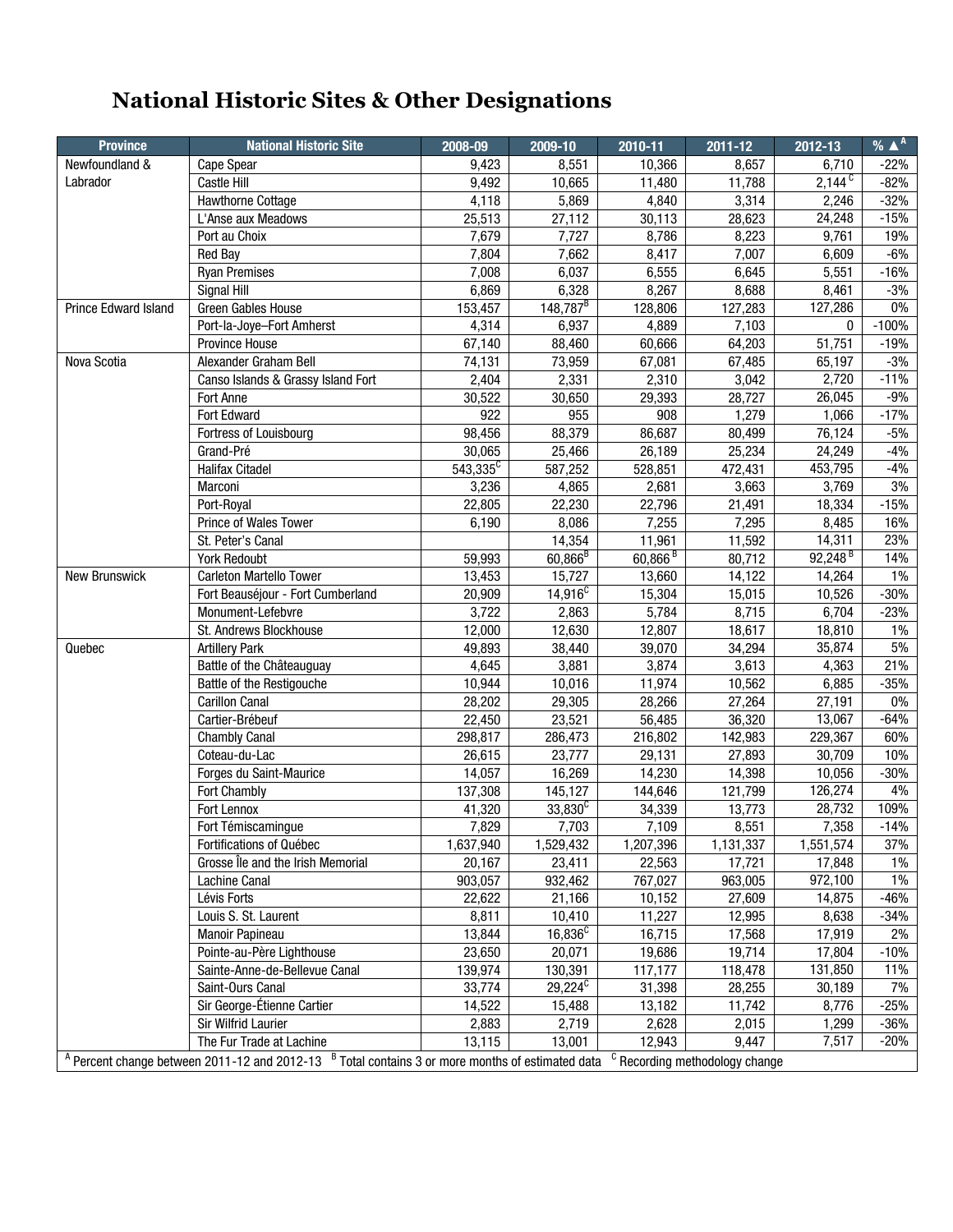# National Historic Sites & Other Designations

| Province | National Historic Site | 2008-09 | 2009-10 | 2010-11 | 2011-12 | 2012-13 | % ▲[A] |
|---|---|---|---|---|---|---|---|
| Newfoundland & Labrador | Cape Spear | 9,423 | 8,551 | 10,366 | 8,657 | 6,710 | -22% |
| | Castle Hill | 9,492 | 10,665 | 11,480 | 11,788 | 2,144[C] | -82% |
| | Hawthorne Cottage | 4,118 | 5,869 | 4,840 | 3,314 | 2,246 | -32% |
| | L'Anse aux Meadows | 25,513 | 27,112 | 30,113 | 28,623 | 24,248 | -15% |
| | Port au Choix | 7,679 | 7,727 | 8,786 | 8,223 | 9,761 | 19% |
| | Red Bay | 7,804 | 7,662 | 8,417 | 7,007 | 6,609 | -6% |
| | Ryan Premises | 7,008 | 6,037 | 6,555 | 6,645 | 5,551 | -16% |
| | Signal Hill | 6,869 | 6,328 | 8,267 | 8,688 | 8,461 | -3% |
| Prince Edward Island | Green Gables House | 153,457 | 148,787[B] | 128,806 | 127,283 | 127,286 | 0% |
| | Port-la-Joye–Fort Amherst | 4,314 | 6,937 | 4,889 | 7,103 | 0 | -100% |
| | Province House | 67,140 | 88,460 | 60,666 | 64,203 | 51,751 | -19% |
| Nova Scotia | Alexander Graham Bell | 74,131 | 73,959 | 67,081 | 67,485 | 65,197 | -3% |
| | Canso Islands & Grassy Island Fort | 2,404 | 2,331 | 2,310 | 3,042 | 2,720 | -11% |
| | Fort Anne | 30,522 | 30,650 | 29,393 | 28,727 | 26,045 | -9% |
| | Fort Edward | 922 | 955 | 908 | 1,279 | 1,066 | -17% |
| | Fortress of Louisbourg | 98,456 | 88,379 | 86,687 | 80,499 | 76,124 | -5% |
| | Grand-Pré | 30,065 | 25,466 | 26,189 | 25,234 | 24,249 | -4% |
| | Halifax Citadel | 543,335[C] | 587,252 | 528,851 | 472,431 | 453,795 | -4% |
| | Marconi | 3,236 | 4,865 | 2,681 | 3,663 | 3,769 | 3% |
| | Port-Royal | 22,805 | 22,230 | 22,796 | 21,491 | 18,334 | -15% |
| | Prince of Wales Tower | 6,190 | 8,086 | 7,255 | 7,295 | 8,485 | 16% |
| | St. Peter's Canal | | 14,354 | 11,961 | 11,592 | 14,311 | 23% |
| | York Redoubt | 59,993 | 60,866[B] | 60,866[B] | 80,712 | 92,248[B] | 14% |
| New Brunswick | Carleton Martello Tower | 13,453 | 15,727 | 13,660 | 14,122 | 14,264 | 1% |
| | Fort Beauséjour - Fort Cumberland | 20,909 | 14,916[C] | 15,304 | 15,015 | 10,526 | -30% |
| | Monument-Lefebvre | 3,722 | 2,863 | 5,784 | 8,715 | 6,704 | -23% |
| | St. Andrews Blockhouse | 12,000 | 12,630 | 12,807 | 18,617 | 18,810 | 1% |
| Quebec | Artillery Park | 49,893 | 38,440 | 39,070 | 34,294 | 35,874 | 5% |
| | Battle of the Châteauguay | 4,645 | 3,881 | 3,874 | 3,613 | 4,363 | 21% |
| | Battle of the Restigouche | 10,944 | 10,016 | 11,974 | 10,562 | 6,885 | -35% |
| | Carillon Canal | 28,202 | 29,305 | 28,266 | 27,264 | 27,191 | 0% |
| | Cartier-Brébeuf | 22,450 | 23,521 | 56,485 | 36,320 | 13,067 | -64% |
| | Chambly Canal | 298,817 | 286,473 | 216,802 | 142,983 | 229,367 | 60% |
| | Coteau-du-Lac | 26,615 | 23,777 | 29,131 | 27,893 | 30,709 | 10% |
| | Forges du Saint-Maurice | 14,057 | 16,269 | 14,230 | 14,398 | 10,056 | -30% |
| | Fort Chambly | 137,308 | 145,127 | 144,646 | 121,799 | 126,274 | 4% |
| | Fort Lennox | 41,320 | 33,830[C] | 34,339 | 13,773 | 28,732 | 109% |
| | Fort Témiscamingue | 7,829 | 7,703 | 7,109 | 8,551 | 7,358 | -14% |
| | Fortifications of Québec | 1,637,940 | 1,529,432 | 1,207,396 | 1,131,337 | 1,551,574 | 37% |
| | Grosse Île and the Irish Memorial | 20,167 | 23,411 | 22,563 | 17,721 | 17,848 | 1% |
| | Lachine Canal | 903,057 | 932,462 | 767,027 | 963,005 | 972,100 | 1% |
| | Lévis Forts | 22,622 | 21,166 | 10,152 | 27,609 | 14,875 | -46% |
| | Louis S. St. Laurent | 8,811 | 10,410 | 11,227 | 12,995 | 8,638 | -34% |
| | Manoir Papineau | 13,844 | 16,836[C] | 16,715 | 17,568 | 17,919 | 2% |
| | Pointe-au-Père Lighthouse | 23,650 | 20,071 | 19,686 | 19,714 | 17,804 | -10% |
| | Sainte-Anne-de-Bellevue Canal | 139,974 | 130,391 | 117,177 | 118,478 | 131,850 | 11% |
| | Saint-Ours Canal | 33,774 | 29,224[C] | 31,398 | 28,255 | 30,189 | 7% |
| | Sir George-Étienne Cartier | 14,522 | 15,488 | 13,182 | 11,742 | 8,776 | -25% |
| | Sir Wilfrid Laurier | 2,883 | 2,719 | 2,628 | 2,015 | 1,299 | -36% |
| | The Fur Trade at Lachine | 13,115 | 13,001 | 12,943 | 9,447 | 7,517 | -20% |

[A] Percent change between 2011-12 and 2012-13 [B] Total contains 3 or more months of estimated data [C] Recording methodology change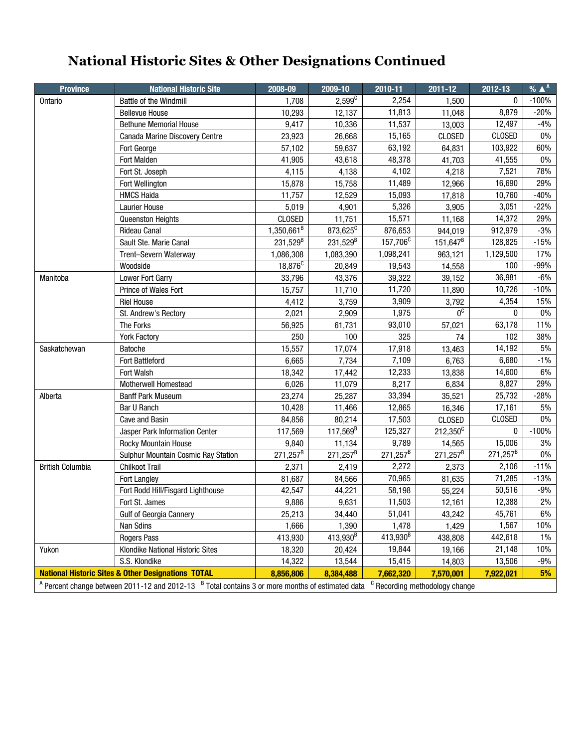# National Historic Sites & Other Designations Continued

| Province | National Historic Site | 2008-09 | 2009-10 | 2010-11 | 2011-12 | 2012-13 | % ▲[A] |
|---|---|---|---|---|---|---|---|
| Ontario | Battle of the Windmill | 1,708 | 2,599[C] | 2,254 | 1,500 | 0 | -100% |
| | Bellevue House | 10,293 | 12,137 | 11,813 | 11,048 | 8,879 | -20% |
| | Bethune Memorial House | 9,417 | 10,336 | 11,537 | 13,003 | 12,497 | -4% |
| | Canada Marine Discovery Centre | 23,923 | 26,668 | 15,165 | CLOSED | CLOSED | 0% |
| | Fort George | 57,102 | 59,637 | 63,192 | 64,831 | 103,922 | 60% |
| | Fort Malden | 41,905 | 43,618 | 48,378 | 41,703 | 41,555 | 0% |
| | Fort St. Joseph | 4,115 | 4,138 | 4,102 | 4,218 | 7,521 | 78% |
| | Fort Wellington | 15,878 | 15,758 | 11,489 | 12,966 | 16,690 | 29% |
| | HMCS Haida | 11,757 | 12,529 | 15,093 | 17,818 | 10,760 | -40% |
| | Laurier House | 5,019 | 4,901 | 5,326 | 3,905 | 3,051 | -22% |
| | Queenston Heights | CLOSED | 11,751 | 15,571 | 11,168 | 14,372 | 29% |
| | Rideau Canal | 1,350,661[B] | 873,625[C] | 876,653 | 944,019 | 912,979 | -3% |
| | Sault Ste. Marie Canal | 231,529[B] | 231,529[B] | 157,706[C] | 151,647[B] | 128,825 | -15% |
| | Trent–Severn Waterway | 1,086,308 | 1,083,390 | 1,098,241 | 963,121 | 1,129,500 | 17% |
| | Woodside | 18,876[C] | 20,849 | 19,543 | 14,558 | 100 | -99% |
| Manitoba | Lower Fort Garry | 33,796 | 43,376 | 39,322 | 39,152 | 36,981 | -6% |
| | Prince of Wales Fort | 15,757 | 11,710 | 11,720 | 11,890 | 10,726 | -10% |
| | Riel House | 4,412 | 3,759 | 3,909 | 3,792 | 4,354 | 15% |
| | St. Andrew's Rectory | 2,021 | 2,909 | 1,975 | 0[C] | 0 | 0% |
| | The Forks | 56,925 | 61,731 | 93,010 | 57,021 | 63,178 | 11% |
| | York Factory | 250 | 100 | 325 | 74 | 102 | 38% |
| Saskatchewan | Batoche | 15,557 | 17,074 | 17,918 | 13,463 | 14,192 | 5% |
| | Fort Battleford | 6,665 | 7,734 | 7,109 | 6,763 | 6,680 | -1% |
| | Fort Walsh | 18,342 | 17,442 | 12,233 | 13,838 | 14,600 | 6% |
| | Motherwell Homestead | 6,026 | 11,079 | 8,217 | 6,834 | 8,827 | 29% |
| Alberta | Banff Park Museum | 23,274 | 25,287 | 33,394 | 35,521 | 25,732 | -28% |
| | Bar U Ranch | 10,428 | 11,466 | 12,865 | 16,346 | 17,161 | 5% |
| | Cave and Basin | 84,856 | 80,214 | 17,503 | CLOSED | CLOSED | 0% |
| | Jasper Park Information Center | 117,569 | 117,569[B] | 125,327 | 212,350[C] | 0 | -100% |
| | Rocky Mountain House | 9,840 | 11,134 | 9,789 | 14,565 | 15,006 | 3% |
| | Sulphur Mountain Cosmic Ray Station | 271,257[B] | 271,257[B] | 271,257[B] | 271,257[B] | 271,257[B] | 0% |
| British Columbia | Chilkoot Trail | 2,371 | 2,419 | 2,272 | 2,373 | 2,106 | -11% |
| | Fort Langley | 81,687 | 84,566 | 70,965 | 81,635 | 71,285 | -13% |
| | Fort Rodd Hill/Fisgard Lighthouse | 42,547 | 44,221 | 58,198 | 55,224 | 50,516 | -9% |
| | Fort St. James | 9,886 | 9,631 | 11,503 | 12,161 | 12,388 | 2% |
| | Gulf of Georgia Cannery | 25,213 | 34,440 | 51,041 | 43,242 | 45,761 | 6% |
| | Nan Sdins | 1,666 | 1,390 | 1,478 | 1,429 | 1,567 | 10% |
| | Rogers Pass | 413,930 | 413,930[B] | 413,930[B] | 438,808 | 442,618 | 1% |
| Yukon | Klondike National Historic Sites | 18,320 | 20,424 | 19,844 | 19,166 | 21,148 | 10% |
| | S.S. Klondike | 14,322 | 13,544 | 15,415 | 14,803 | 13,506 | -9% |
| **National Historic Sites & Other Designations TOTAL** | | **8,856,806** | **8,384,488** | **7,662,320** | **7,570,001** | **7,922,021** | **5%** |

[A] Percent change between 2011-12 and 2012-13 [B] Total contains 3 or more months of estimated data [C] Recording methodology change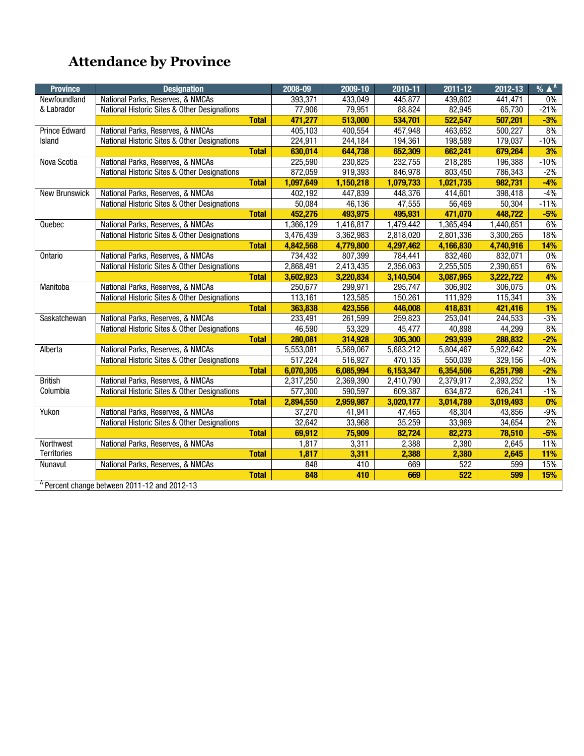# Attendance by Province

| Province | Designation | 2008-09 | 2009-10 | 2010-11 | 2011-12 | 2012-13 | % ▲[A] |
|---|---|---|---|---|---|---|---|
| Newfoundland & Labrador | National Parks, Reserves, & NMCAs | 393,371 | 433,049 | 445,877 | 439,602 | 441,471 | 0% |
| | National Historic Sites & Other Designations | 77,906 | 79,951 | 88,824 | 82,945 | 65,730 | -21% |
| | **Total** | **471,277** | **513,000** | **534,701** | **522,547** | **507,201** | **-3%** |
| Prince Edward Island | National Parks, Reserves, & NMCAs | 405,103 | 400,554 | 457,948 | 463,652 | 500,227 | 8% |
| | National Historic Sites & Other Designations | 224,911 | 244,184 | 194,361 | 198,589 | 179,037 | -10% |
| | **Total** | **630,014** | **644,738** | **652,309** | **662,241** | **679,264** | **3%** |
| Nova Scotia | National Parks, Reserves, & NMCAs | 225,590 | 230,825 | 232,755 | 218,285 | 196,388 | -10% |
| | National Historic Sites & Other Designations | 872,059 | 919,393 | 846,978 | 803,450 | 786,343 | -2% |
| | **Total** | **1,097,649** | **1,150,218** | **1,079,733** | **1,021,735** | **982,731** | **-4%** |
| New Brunswick | National Parks, Reserves, & NMCAs | 402,192 | 447,839 | 448,376 | 414,601 | 398,418 | -4% |
| | National Historic Sites & Other Designations | 50,084 | 46,136 | 47,555 | 56,469 | 50,304 | -11% |
| | **Total** | **452,276** | **493,975** | **495,931** | **471,070** | **448,722** | **-5%** |
| Quebec | National Parks, Reserves, & NMCAs | 1,366,129 | 1,416,817 | 1,479,442 | 1,365,494 | 1,440,651 | 6% |
| | National Historic Sites & Other Designations | 3,476,439 | 3,362,983 | 2,818,020 | 2,801,336 | 3,300,265 | 18% |
| | **Total** | **4,842,568** | **4,779,800** | **4,297,462** | **4,166,830** | **4,740,916** | **14%** |
| Ontario | National Parks, Reserves, & NMCAs | 734,432 | 807,399 | 784,441 | 832,460 | 832,071 | 0% |
| | National Historic Sites & Other Designations | 2,868,491 | 2,413,435 | 2,356,063 | 2,255,505 | 2,390,651 | 6% |
| | **Total** | **3,602,923** | **3,220,834** | **3,140,504** | **3,087,965** | **3,222,722** | **4%** |
| Manitoba | National Parks, Reserves, & NMCAs | 250,677 | 299,971 | 295,747 | 306,902 | 306,075 | 0% |
| | National Historic Sites & Other Designations | 113,161 | 123,585 | 150,261 | 111,929 | 115,341 | 3% |
| | **Total** | **363,838** | **423,556** | **446,008** | **418,831** | **421,416** | **1%** |
| Saskatchewan | National Parks, Reserves, & NMCAs | 233,491 | 261,599 | 259,823 | 253,041 | 244,533 | -3% |
| | National Historic Sites & Other Designations | 46,590 | 53,329 | 45,477 | 40,898 | 44,299 | 8% |
| | **Total** | **280,081** | **314,928** | **305,300** | **293,939** | **288,832** | **-2%** |
| Alberta | National Parks, Reserves, & NMCAs | 5,553,081 | 5,569,067 | 5,683,212 | 5,804,467 | 5,922,642 | 2% |
| | National Historic Sites & Other Designations | 517,224 | 516,927 | 470,135 | 550,039 | 329,156 | -40% |
| | **Total** | **6,070,305** | **6,085,994** | **6,153,347** | **6,354,506** | **6,251,798** | **-2%** |
| British Columbia | National Parks, Reserves, & NMCAs | 2,317,250 | 2,369,390 | 2,410,790 | 2,379,917 | 2,393,252 | 1% |
| | National Historic Sites & Other Designations | 577,300 | 590,597 | 609,387 | 634,872 | 626,241 | -1% |
| | **Total** | **2,894,550** | **2,959,987** | **3,020,177** | **3,014,789** | **3,019,493** | **0%** |
| Yukon | National Parks, Reserves, & NMCAs | 37,270 | 41,941 | 47,465 | 48,304 | 43,856 | -9% |
| | National Historic Sites & Other Designations | 32,642 | 33,968 | 35,259 | 33,969 | 34,654 | 2% |
| | **Total** | **69,912** | **75,909** | **82,724** | **82,273** | **78,510** | **-5%** |
| Northwest Territories | National Parks, Reserves, & NMCAs | 1,817 | 3,311 | 2,388 | 2,380 | 2,645 | 11% |
| | **Total** | **1,817** | **3,311** | **2,388** | **2,380** | **2,645** | **11%** |
| Nunavut | National Parks, Reserves, & NMCAs | 848 | 410 | 669 | 522 | 599 | 15% |
| | **Total** | **848** | **410** | **669** | **522** | **599** | **15%** |

[A] Percent change between 2011-12 and 2012-13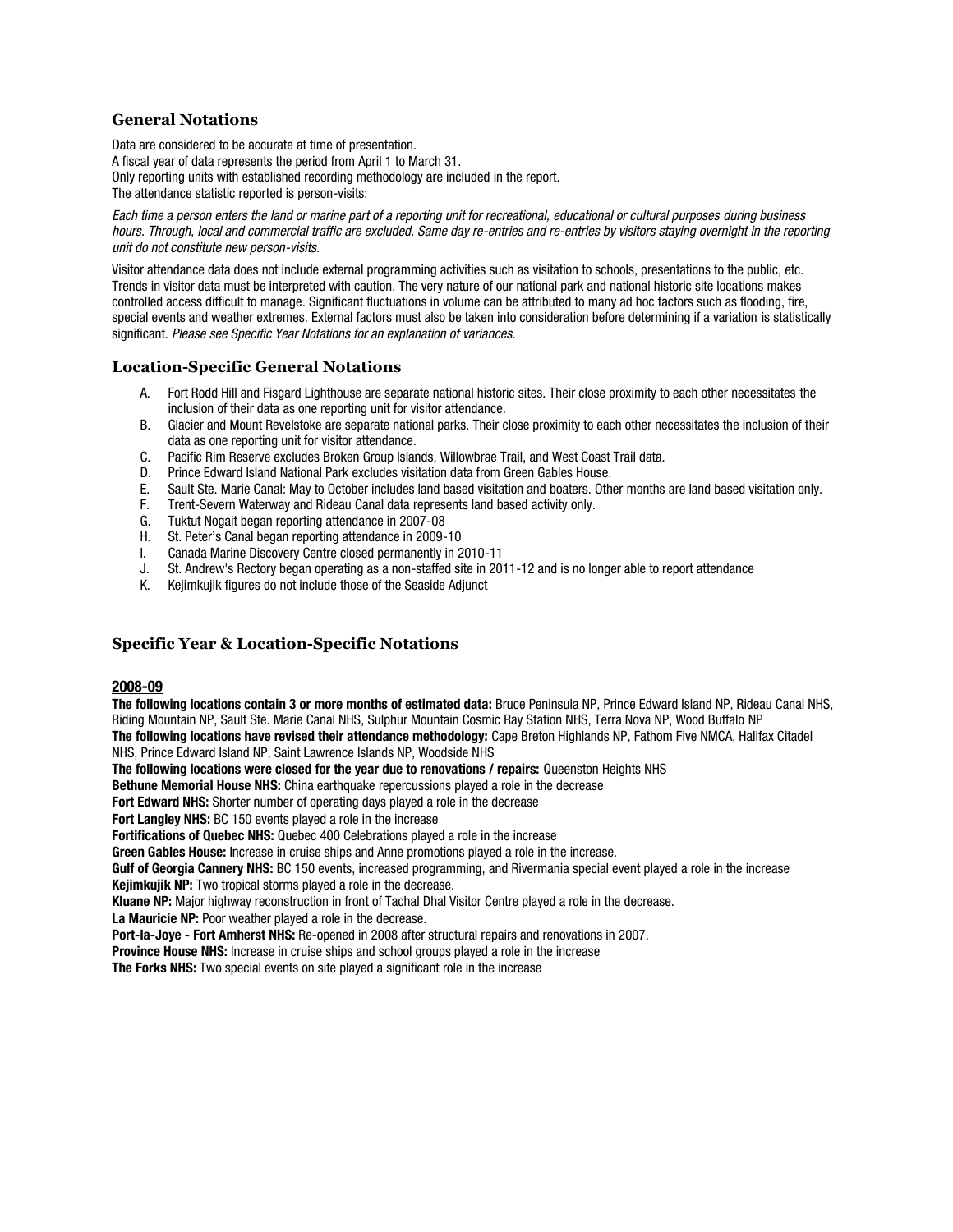## General Notations

Data are considered to be accurate at time of presentation.
A fiscal year of data represents the period from April 1 to March 31.
Only reporting units with established recording methodology are included in the report.
The attendance statistic reported is person-visits:

*Each time a person enters the land or marine part of a reporting unit for recreational, educational or cultural purposes during business hours. Through, local and commercial traffic are excluded. Same day re-entries and re-entries by visitors staying overnight in the reporting unit do not constitute new person-visits.*

Visitor attendance data does not include external programming activities such as visitation to schools, presentations to the public, etc. Trends in visitor data must be interpreted with caution. The very nature of our national park and national historic site locations makes controlled access difficult to manage. Significant fluctuations in volume can be attributed to many ad hoc factors such as flooding, fire, special events and weather extremes. External factors must also be taken into consideration before determining if a variation is statistically significant. *Please see Specific Year Notations for an explanation of variances.*

## Location-Specific General Notations

A. Fort Rodd Hill and Fisgard Lighthouse are separate national historic sites. Their close proximity to each other necessitates the inclusion of their data as one reporting unit for visitor attendance.
B. Glacier and Mount Revelstoke are separate national parks. Their close proximity to each other necessitates the inclusion of their data as one reporting unit for visitor attendance.
C. Pacific Rim Reserve excludes Broken Group Islands, Willowbrae Trail, and West Coast Trail data.
D. Prince Edward Island National Park excludes visitation data from Green Gables House.
E. Sault Ste. Marie Canal: May to October includes land based visitation and boaters. Other months are land based visitation only.
F. Trent-Severn Waterway and Rideau Canal data represents land based activity only.
G. Tuktut Nogait began reporting attendance in 2007-08
H. St. Peter's Canal began reporting attendance in 2009-10
I. Canada Marine Discovery Centre closed permanently in 2010-11
J. St. Andrew's Rectory began operating as a non-staffed site in 2011-12 and is no longer able to report attendance
K. Kejimkujik figures do not include those of the Seaside Adjunct

## Specific Year & Location-Specific Notations

### 2008-09

**The following locations contain 3 or more months of estimated data:** Bruce Peninsula NP, Prince Edward Island NP, Rideau Canal NHS, Riding Mountain NP, Sault Ste. Marie Canal NHS, Sulphur Mountain Cosmic Ray Station NHS, Terra Nova NP, Wood Buffalo NP
**The following locations have revised their attendance methodology:** Cape Breton Highlands NP, Fathom Five NMCA, Halifax Citadel NHS, Prince Edward Island NP, Saint Lawrence Islands NP, Woodside NHS
**The following locations were closed for the year due to renovations / repairs:** Queenston Heights NHS
**Bethune Memorial House NHS:** China earthquake repercussions played a role in the decrease
**Fort Edward NHS:** Shorter number of operating days played a role in the decrease
**Fort Langley NHS:** BC 150 events played a role in the increase
**Fortifications of Quebec NHS:** Quebec 400 Celebrations played a role in the increase
**Green Gables House:** Increase in cruise ships and Anne promotions played a role in the increase.
**Gulf of Georgia Cannery NHS:** BC 150 events, increased programming, and Rivermania special event played a role in the increase
**Kejimkujik NP:** Two tropical storms played a role in the decrease.
**Kluane NP:** Major highway reconstruction in front of Tachal Dhal Visitor Centre played a role in the decrease.
**La Mauricie NP:** Poor weather played a role in the decrease.
**Port-la-Joye - Fort Amherst NHS:** Re-opened in 2008 after structural repairs and renovations in 2007.
**Province House NHS:** Increase in cruise ships and school groups played a role in the increase
**The Forks NHS:** Two special events on site played a significant role in the increase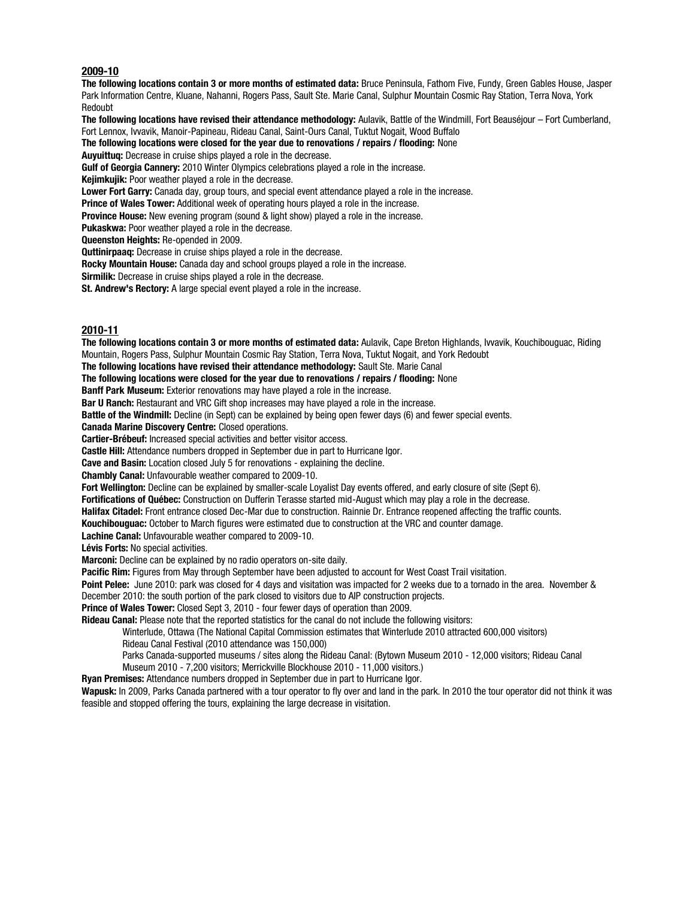## 2009-10

**The following locations contain 3 or more months of estimated data:** Bruce Peninsula, Fathom Five, Fundy, Green Gables House, Jasper Park Information Centre, Kluane, Nahanni, Rogers Pass, Sault Ste. Marie Canal, Sulphur Mountain Cosmic Ray Station, Terra Nova, York Redoubt

**The following locations have revised their attendance methodology:** Aulavik, Battle of the Windmill, Fort Beauséjour – Fort Cumberland, Fort Lennox, Ivvavik, Manoir-Papineau, Rideau Canal, Saint-Ours Canal, Tuktut Nogait, Wood Buffalo

**The following locations were closed for the year due to renovations / repairs / flooding:** None

**Auyuittuq:** Decrease in cruise ships played a role in the decrease.

**Gulf of Georgia Cannery:** 2010 Winter Olympics celebrations played a role in the increase.

**Kejimkujik:** Poor weather played a role in the decrease.

**Lower Fort Garry:** Canada day, group tours, and special event attendance played a role in the increase.

**Prince of Wales Tower:** Additional week of operating hours played a role in the increase.

**Province House:** New evening program (sound & light show) played a role in the increase.

**Pukaskwa:** Poor weather played a role in the decrease.

**Queenston Heights:** Re-opended in 2009.

**Quttinirpaaq:** Decrease in cruise ships played a role in the decrease.

**Rocky Mountain House:** Canada day and school groups played a role in the increase.

**Sirmilik:** Decrease in cruise ships played a role in the decrease.

**St. Andrew's Rectory:** A large special event played a role in the increase.

## 2010-11

**The following locations contain 3 or more months of estimated data:** Aulavik, Cape Breton Highlands, Ivvavik, Kouchibouguac, Riding Mountain, Rogers Pass, Sulphur Mountain Cosmic Ray Station, Terra Nova, Tuktut Nogait, and York Redoubt

**The following locations have revised their attendance methodology:** Sault Ste. Marie Canal

**The following locations were closed for the year due to renovations / repairs / flooding:** None

**Banff Park Museum:** Exterior renovations may have played a role in the increase.

**Bar U Ranch:** Restaurant and VRC Gift shop increases may have played a role in the increase.

**Battle of the Windmill:** Decline (in Sept) can be explained by being open fewer days (6) and fewer special events.

**Canada Marine Discovery Centre:** Closed operations.

**Cartier-Brébeuf:** Increased special activities and better visitor access.

**Castle Hill:** Attendance numbers dropped in September due in part to Hurricane Igor.

**Cave and Basin:** Location closed July 5 for renovations - explaining the decline.

**Chambly Canal:** Unfavourable weather compared to 2009-10.

**Fort Wellington:** Decline can be explained by smaller-scale Loyalist Day events offered, and early closure of site (Sept 6).

**Fortifications of Québec:** Construction on Dufferin Terasse started mid-August which may play a role in the decrease.

**Halifax Citadel:** Front entrance closed Dec-Mar due to construction. Rainnie Dr. Entrance reopened affecting the traffic counts.

**Kouchibouguac:** October to March figures were estimated due to construction at the VRC and counter damage.

**Lachine Canal:** Unfavourable weather compared to 2009-10.

**Lévis Forts:** No special activities.

**Marconi:** Decline can be explained by no radio operators on-site daily.

**Pacific Rim:** Figures from May through September have been adjusted to account for West Coast Trail visitation.

**Point Pelee:** June 2010: park was closed for 4 days and visitation was impacted for 2 weeks due to a tornado in the area. November & December 2010: the south portion of the park closed to visitors due to AIP construction projects.

**Prince of Wales Tower:** Closed Sept 3, 2010 - four fewer days of operation than 2009.

**Rideau Canal:** Please note that the reported statistics for the canal do not include the following visitors:

Winterlude, Ottawa (The National Capital Commission estimates that Winterlude 2010 attracted 600,000 visitors)

Rideau Canal Festival (2010 attendance was 150,000)

Parks Canada-supported museums / sites along the Rideau Canal: (Bytown Museum 2010 - 12,000 visitors; Rideau Canal Museum 2010 - 7,200 visitors; Merrickville Blockhouse 2010 - 11,000 visitors.)

**Ryan Premises:** Attendance numbers dropped in September due in part to Hurricane Igor.

**Wapusk:** In 2009, Parks Canada partnered with a tour operator to fly over and land in the park. In 2010 the tour operator did not think it was feasible and stopped offering the tours, explaining the large decrease in visitation.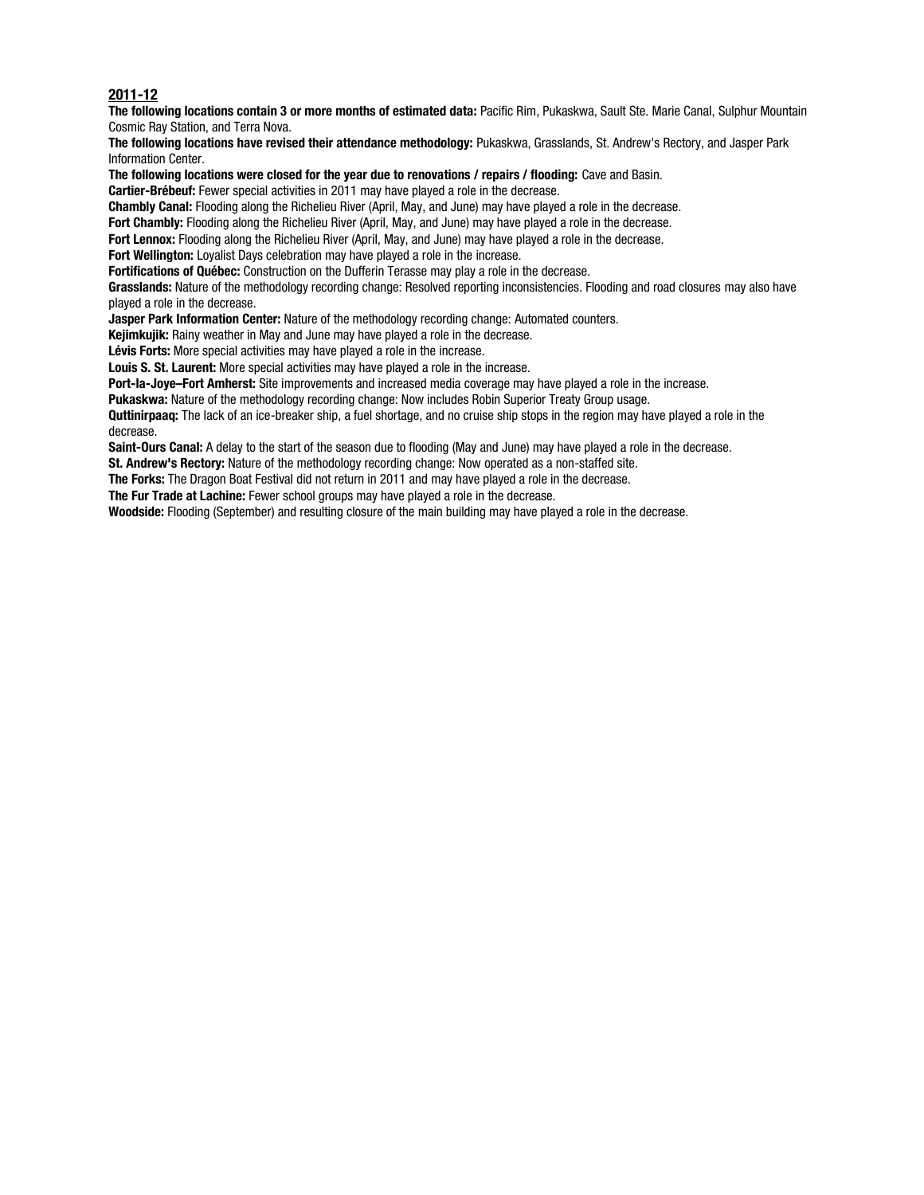## 2011-12

**The following locations contain 3 or more months of estimated data:** Pacific Rim, Pukaskwa, Sault Ste. Marie Canal, Sulphur Mountain Cosmic Ray Station, and Terra Nova.

**The following locations have revised their attendance methodology:** Pukaskwa, Grasslands, St. Andrew's Rectory, and Jasper Park Information Center.

**The following locations were closed for the year due to renovations / repairs / flooding:** Cave and Basin.

**Cartier-Brébeuf:** Fewer special activities in 2011 may have played a role in the decrease.

**Chambly Canal:** Flooding along the Richelieu River (April, May, and June) may have played a role in the decrease.

**Fort Chambly:** Flooding along the Richelieu River (April, May, and June) may have played a role in the decrease.

**Fort Lennox:** Flooding along the Richelieu River (April, May, and June) may have played a role in the decrease.

**Fort Wellington:** Loyalist Days celebration may have played a role in the increase.

**Fortifications of Québec:** Construction on the Dufferin Terasse may play a role in the decrease.

**Grasslands:** Nature of the methodology recording change: Resolved reporting inconsistencies. Flooding and road closures may also have played a role in the decrease.

**Jasper Park Information Center:** Nature of the methodology recording change: Automated counters.

**Kejimkujik:** Rainy weather in May and June may have played a role in the decrease.

**Lévis Forts:** More special activities may have played a role in the increase.

**Louis S. St. Laurent:** More special activities may have played a role in the increase.

**Port-la-Joye–Fort Amherst:** Site improvements and increased media coverage may have played a role in the increase.

**Pukaskwa:** Nature of the methodology recording change: Now includes Robin Superior Treaty Group usage.

**Quttinirpaaq:** The lack of an ice-breaker ship, a fuel shortage, and no cruise ship stops in the region may have played a role in the decrease.

**Saint-Ours Canal:** A delay to the start of the season due to flooding (May and June) may have played a role in the decrease.

**St. Andrew's Rectory:** Nature of the methodology recording change: Now operated as a non-staffed site.

**The Forks:** The Dragon Boat Festival did not return in 2011 and may have played a role in the decrease.

**The Fur Trade at Lachine:** Fewer school groups may have played a role in the decrease.

**Woodside:** Flooding (September) and resulting closure of the main building may have played a role in the decrease.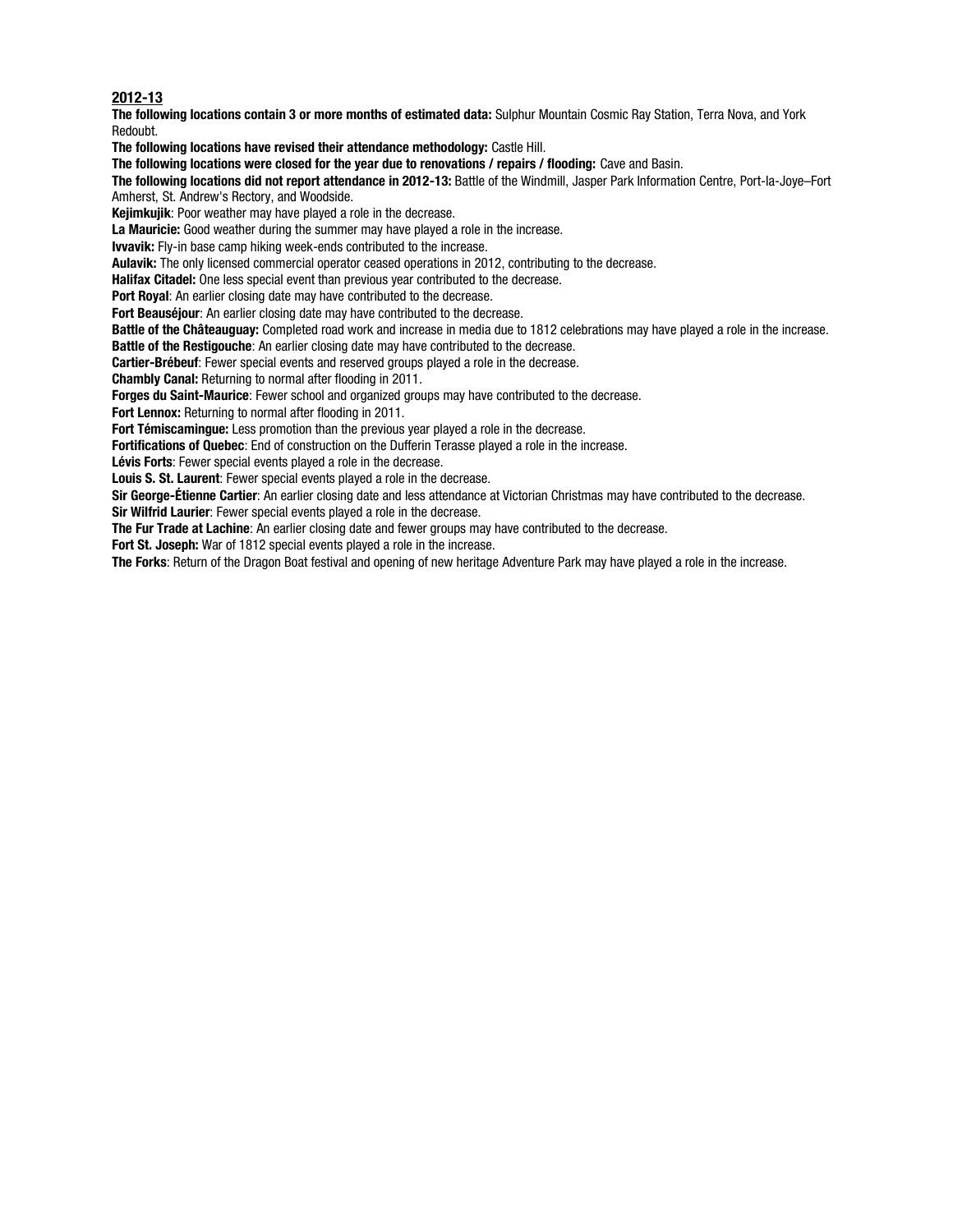## 2012-13

**The following locations contain 3 or more months of estimated data:** Sulphur Mountain Cosmic Ray Station, Terra Nova, and York Redoubt.

**The following locations have revised their attendance methodology:** Castle Hill.

**The following locations were closed for the year due to renovations / repairs / flooding:** Cave and Basin.

**The following locations did not report attendance in 2012-13:** Battle of the Windmill, Jasper Park Information Centre, Port-la-Joye–Fort Amherst, St. Andrew's Rectory, and Woodside.

**Kejimkujik**: Poor weather may have played a role in the decrease.

**La Mauricie:** Good weather during the summer may have played a role in the increase.

**Ivvavik:** Fly-in base camp hiking week-ends contributed to the increase.

**Aulavik:** The only licensed commercial operator ceased operations in 2012, contributing to the decrease.

**Halifax Citadel:** One less special event than previous year contributed to the decrease.

**Port Royal**: An earlier closing date may have contributed to the decrease.

**Fort Beauséjour**: An earlier closing date may have contributed to the decrease.

**Battle of the Châteauguay:** Completed road work and increase in media due to 1812 celebrations may have played a role in the increase.

**Battle of the Restigouche**: An earlier closing date may have contributed to the decrease.

**Cartier-Brébeuf**: Fewer special events and reserved groups played a role in the decrease.

**Chambly Canal:** Returning to normal after flooding in 2011.

**Forges du Saint-Maurice**: Fewer school and organized groups may have contributed to the decrease.

**Fort Lennox:** Returning to normal after flooding in 2011.

**Fort Témiscamingue:** Less promotion than the previous year played a role in the decrease.

**Fortifications of Quebec**: End of construction on the Dufferin Terasse played a role in the increase.

**Lévis Forts**: Fewer special events played a role in the decrease.

**Louis S. St. Laurent**: Fewer special events played a role in the decrease.

**Sir George-Étienne Cartier**: An earlier closing date and less attendance at Victorian Christmas may have contributed to the decrease.

**Sir Wilfrid Laurier**: Fewer special events played a role in the decrease.

**The Fur Trade at Lachine**: An earlier closing date and fewer groups may have contributed to the decrease.

**Fort St. Joseph:** War of 1812 special events played a role in the increase.

**The Forks**: Return of the Dragon Boat festival and opening of new heritage Adventure Park may have played a role in the increase.